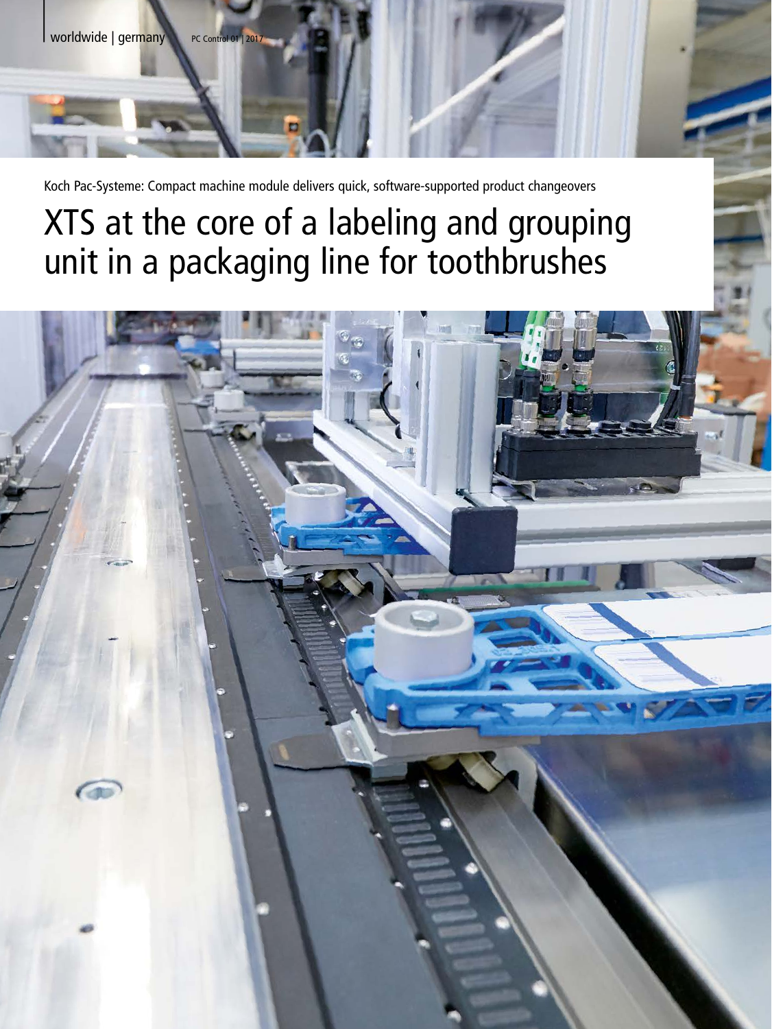Koch Pac-Systeme: Compact machine module delivers quick, software-supported product changeovers

# XTS at the core of a labeling and grouping unit in a packaging line for toothbrushes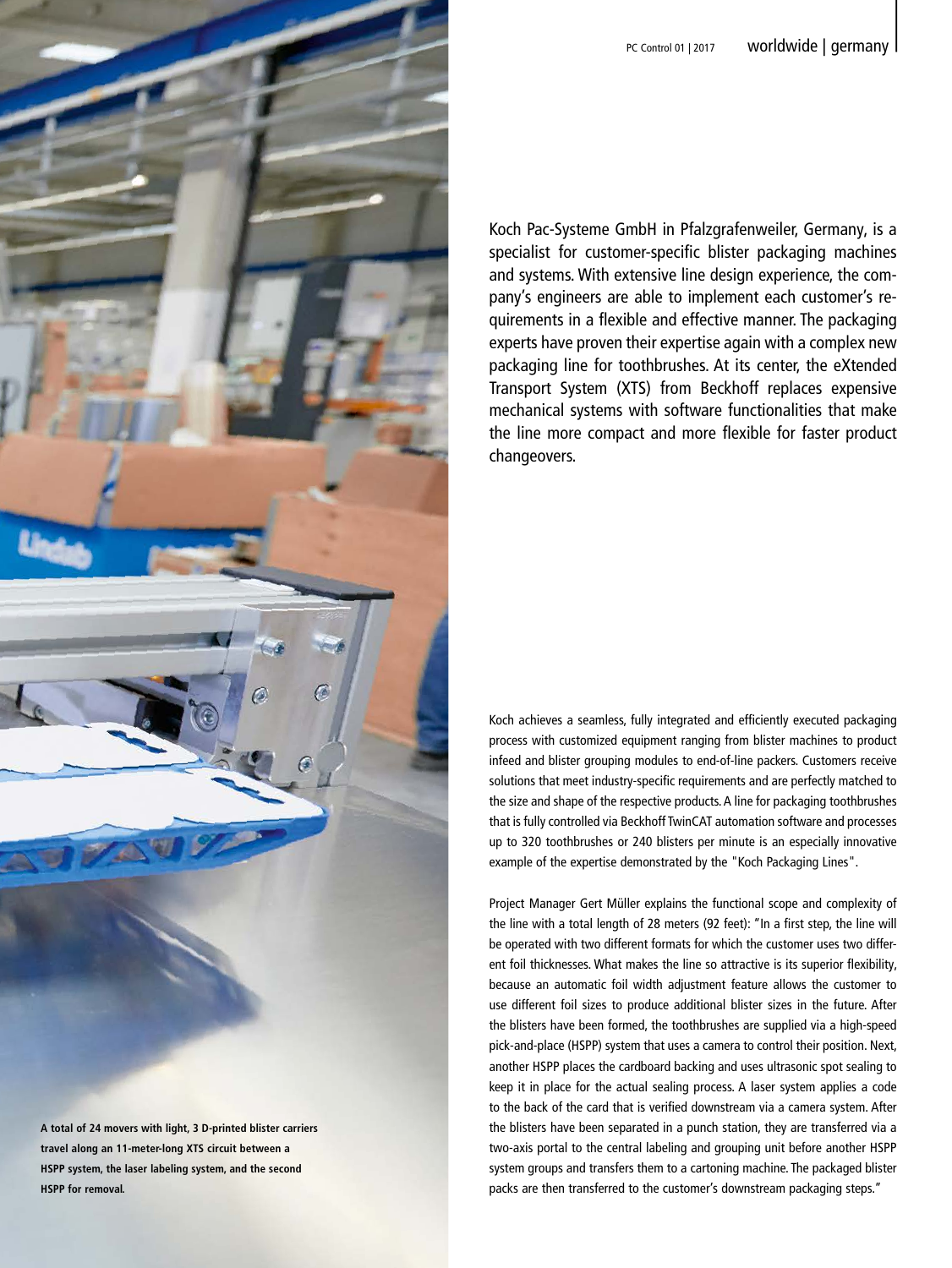Koch Pac-Systeme GmbH in Pfalzgrafenweiler, Germany, is a specialist for customer-specific blister packaging machines and systems. With extensive line design experience, the company's engineers are able to implement each customer's requirements in a flexible and effective manner. The packaging experts have proven their expertise again with a complex new packaging line for toothbrushes. At its center, the eXtended Transport System (XTS) from Beckhoff replaces expensive mechanical systems with software functionalities that make the line more compact and more flexible for faster product changeovers.

A total of 24 movers with light, 3 D-printed blister carriers travel along an 11-meter-long XTS circuit between a HSPP system, the laser labeling system, and the second HSPP for removal.

Koch achieves a seamless, fully integrated and efficiently executed packaging process with customized equipment ranging from blister machines to product infeed and blister grouping modules to end-of-line packers. Customers receive solutions that meet industry-specific requirements and are perfectly matched to the size and shape of the respective products. A line for packaging toothbrushes that is fully controlled via Beckhoff TwinCAT automation software and processes up to 320 toothbrushes or 240 blisters per minute is an especially innovative example of the expertise demonstrated by the "Koch Packaging Lines".

Project Manager Gert Müller explains the functional scope and complexity of the line with a total length of 28 meters (92 feet): "In a first step, the line will be operated with two different formats for which the customer uses two different foil thicknesses. What makes the line so attractive is its superior flexibility, because an automatic foil width adjustment feature allows the customer to use different foil sizes to produce additional blister sizes in the future. After the blisters have been formed, the toothbrushes are supplied via a high-speed pick-and-place (HSPP) system that uses a camera to control their position. Next, another HSPP places the cardboard backing and uses ultrasonic spot sealing to keep it in place for the actual sealing process. A laser system applies a code to the back of the card that is verified downstream via a camera system. After the blisters have been separated in a punch station, they are transferred via a two-axis portal to the central labeling and grouping unit before another HSPP system groups and transfers them to a cartoning machine. The packaged blister packs are then transferred to the customer's downstream packaging steps."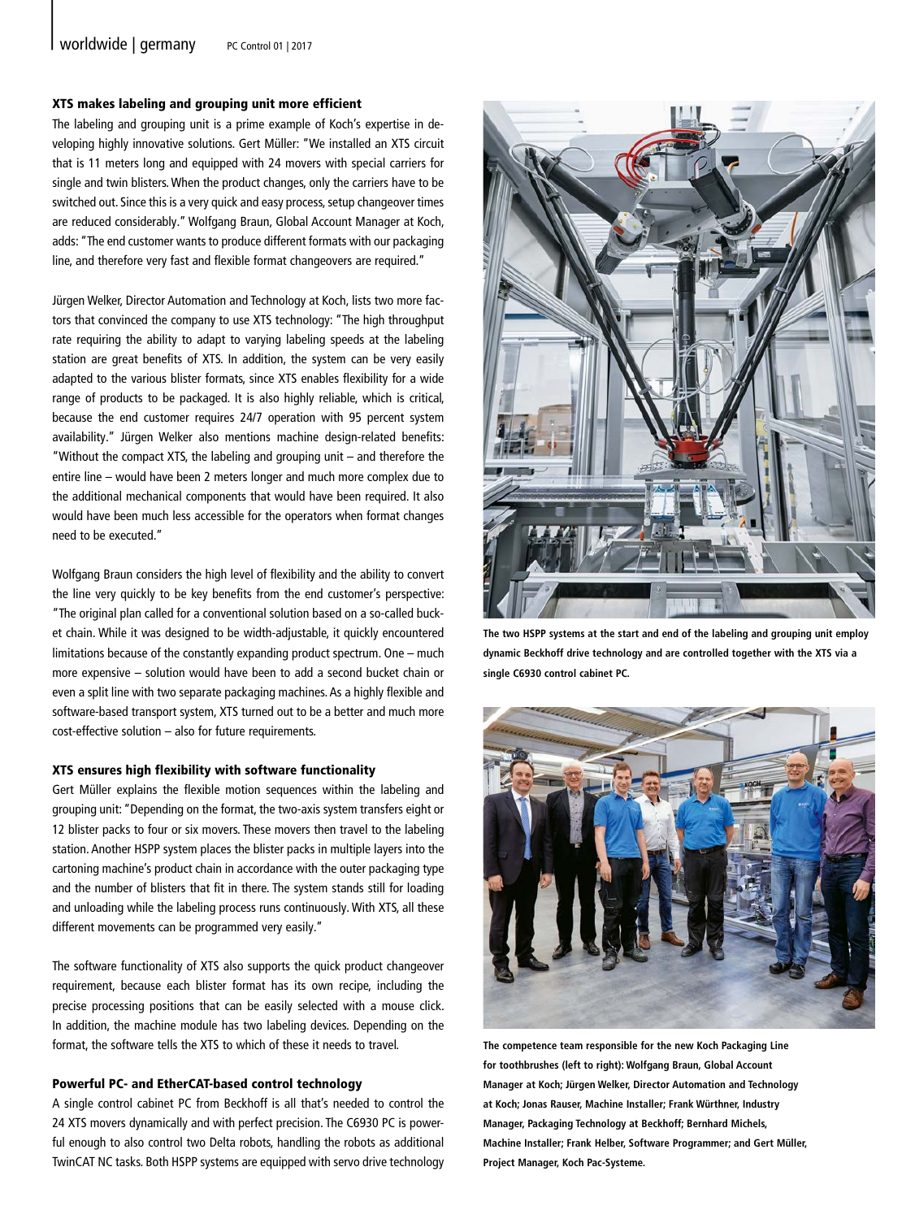### XTS makes labeling and grouping unit more efficient

The labeling and grouping unit is a prime example of Koch's expertise in developing highly innovative solutions. Gert Müller: "We installed an XTS circuit that is 11 meters long and equipped with 24 movers with special carriers for single and twin blisters. When the product changes, only the carriers have to be switched out. Since this is a very quick and easy process, setup changeover times are reduced considerably." Wolfgang Braun, Global Account Manager at Koch, adds: "The end customer wants to produce different formats with our packaging line, and therefore very fast and flexible format changeovers are required."

Jürgen Welker, Director Automation and Technology at Koch, lists two more factors that convinced the company to use XTS technology: "The high throughput rate requiring the ability to adapt to varying labeling speeds at the labeling station are great benefits of XTS. In addition, the system can be very easily adapted to the various blister formats, since XTS enables flexibility for a wide range of products to be packaged. It is also highly reliable, which is critical, because the end customer requires 24/7 operation with 95 percent system availability." Jürgen Welker also mentions machine design-related benefits: "Without the compact XTS, the labeling and grouping unit – and therefore the entire line – would have been 2 meters longer and much more complex due to the additional mechanical components that would have been required. It also would have been much less accessible for the operators when format changes need to be executed."

Wolfgang Braun considers the high level of flexibility and the ability to convert the line very quickly to be key benefits from the end customer's perspective: "The original plan called for a conventional solution based on a so-called bucket chain. While it was designed to be width-adjustable, it quickly encountered limitations because of the constantly expanding product spectrum. One – much more expensive – solution would have been to add a second bucket chain or even a split line with two separate packaging machines. As a highly flexible and software-based transport system, XTS turned out to be a better and much more cost-effective solution – also for future requirements.

### XTS ensures high flexibility with software functionality

Gert Müller explains the flexible motion sequences within the labeling and grouping unit: "Depending on the format, the two-axis system transfers eight or 12 blister packs to four or six movers. These movers then travel to the labeling station. Another HSPP system places the blister packs in multiple layers into the cartoning machine's product chain in accordance with the outer packaging type and the number of blisters that fit in there. The system stands still for loading and unloading while the labeling process runs continuously. With XTS, all these different movements can be programmed very easily."

The software functionality of XTS also supports the quick product changeover requirement, because each blister format has its own recipe, including the precise processing positions that can be easily selected with a mouse click. In addition, the machine module has two labeling devices. Depending on the format, the software tells the XTS to which of these it needs to travel.

### Powerful PC- and EtherCAT-based control technology

A single control cabinet PC from Beckhoff is all that's needed to control the 24 XTS movers dynamically and with perfect precision. The C6930 PC is powerful enough to also control two Delta robots, handling the robots as additional TwinCAT NC tasks. Both HSPP systems are equipped with servo drive technology

**The two HSPP systems at the start and end of the labeling and grouping unit employ dynamic Beckhoff drive technology and are controlled together with the XTS via a single C6930 control cabinet PC.**

**The competence team responsible for the new Koch Packaging Line for toothbrushes (left to right): Wolfgang Braun, Global Account Manager at Koch; Jürgen Welker, Director Automation and Technology at Koch; Jonas Rauser, Machine Installer; Frank Würthner, Industry Manager, Packaging Technology at Beckhoff; Bernhard Michels, Machine Installer; Frank Helber, Software Programmer; and Gert Müller, Project Manager, Koch Pac-Systeme.**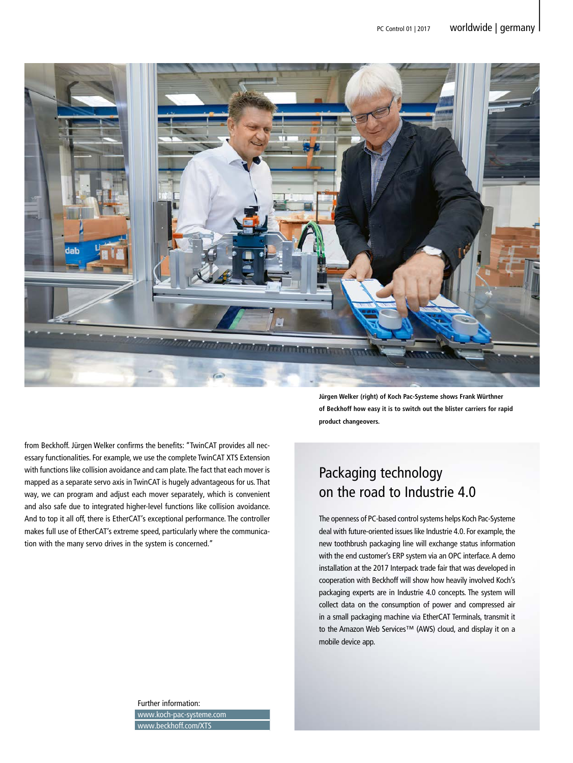Jürgen Welker (right) of Koch Pac-Systeme shows Frank Würthner of Beckhoff how easy it is to switch out the blister carriers for rapid product changeovers.

from Beckhoff. Jürgen Welker confirms the benefits: "TwinCAT provides all necessary functionalities. For example, we use the complete TwinCAT XTS Extension with functions like collision avoidance and cam plate. The fact that each mover is mapped as a separate servo axis in TwinCAT is hugely advantageous for us. That way, we can program and adjust each mover separately, which is convenient and also safe due to integrated higher-level functions like collision avoidance. And to top it all off, there is EtherCAT's exceptional performance. The controller makes full use of EtherCAT's extreme speed, particularly where the communication with the many servo drives in the system is concerned."

Further information:
www.koch-pac-systeme.com
www.beckhoff.com/XTS

## Packaging technology on the road to Industrie 4.0

The openness of PC-based control systems helps Koch Pac-Systeme deal with future-oriented issues like Industrie 4.0. For example, the new toothbrush packaging line will exchange status information with the end customer's ERP system via an OPC interface. A demo installation at the 2017 Interpack trade fair that was developed in cooperation with Beckhoff will show how heavily involved Koch's packaging experts are in Industrie 4.0 concepts. The system will collect data on the consumption of power and compressed air in a small packaging machine via EtherCAT Terminals, transmit it to the Amazon Web Services™ (AWS) cloud, and display it on a mobile device app.